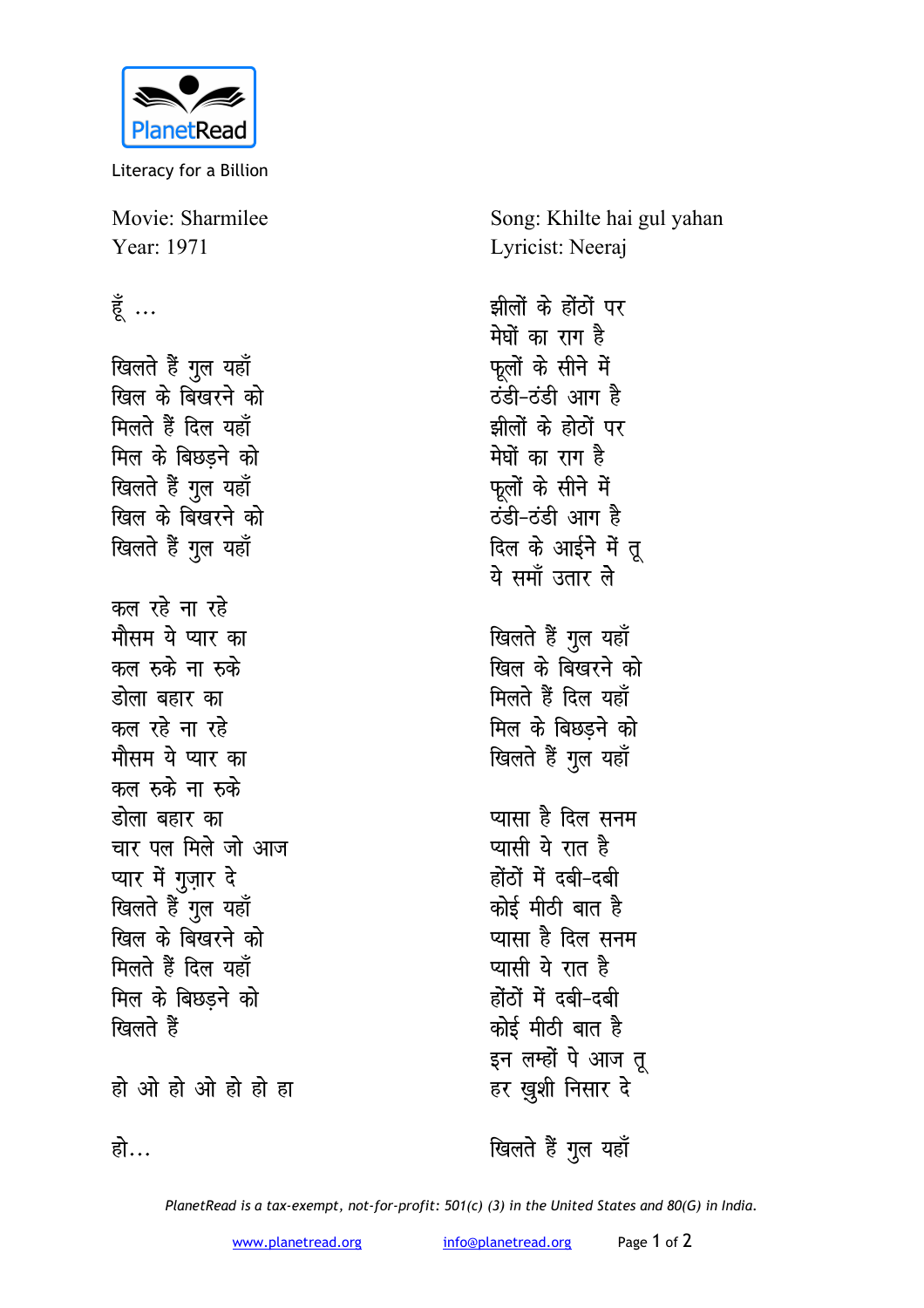PlanetRead

Literacy for a Billion

Movie: Sharmilee
Year: 1971

Song: Khilte hai gul yahan
Lyricist: Neeraj

हूँ ...

खिलते हैं गुल यहाँ
खिल के बिखरने को
मिलते हैं दिल यहाँ
मिल के बिछड़ने को
खिलते हैं गुल यहाँ
खिल के बिखरने को
खिलते हैं गुल यहाँ

कल रहे ना रहे
मौसम ये प्यार का
कल रुके ना रुके
डोला बहार का
कल रहे ना रहे
मौसम ये प्यार का
कल रुके ना रुके
डोला बहार का
चार पल मिले जो आज
प्यार में गुज़ार दे
खिलते हैं गुल यहाँ
खिल के बिखरने को
मिलते हैं दिल यहाँ
मिल के बिछड़ने को
खिलते हैं

हो ओ हो ओ हो हो हा

हो...

झीलों के होंठों पर
मेघों का राग है
फूलों के सीने में
ठंडी-ठंडी आग है
झीलों के होठों पर
मेघों का राग है
फूलों के सीने में
ठंडी-ठंडी आग है
दिल के आईने में तू
ये समाँ उतार ले

खिलते हैं गुल यहाँ
खिल के बिखरने को
मिलते हैं दिल यहाँ
मिल के बिछड़ने को
खिलते हैं गुल यहाँ

प्यासा है दिल सनम
प्यासी ये रात है
होंठों में दबी-दबी
कोई मीठी बात है
प्यासा है दिल सनम
प्यासी ये रात है
होंठों में दबी-दबी
कोई मीठी बात है
इन लम्हों पे आज तू
हर ख़ुशी निसार दे

खिलते हैं गुल यहाँ

*PlanetRead is a tax-exempt, not-for-profit: 501(c) (3) in the United States and 80(G) in India.*

www.planetread.org info@planetread.org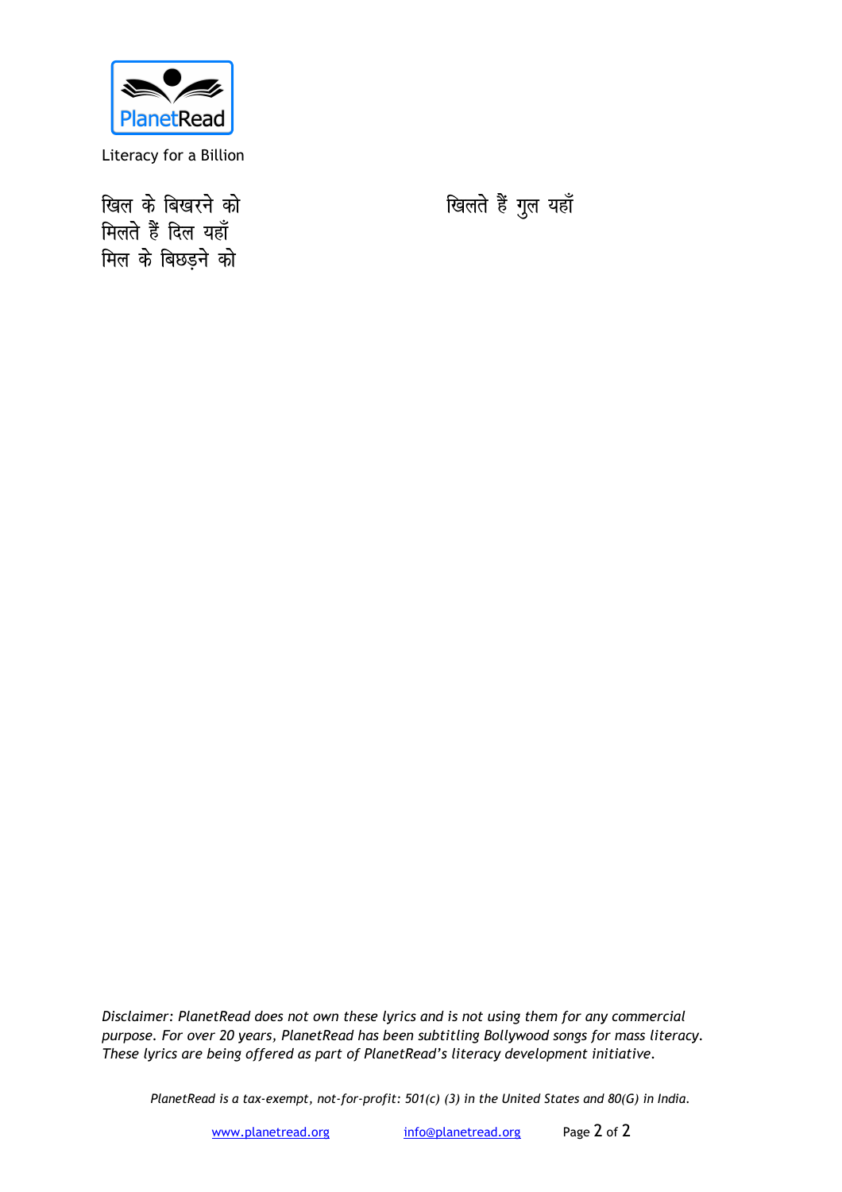खिल के बिखरने को
मिलते हैं दिल यहाँ
मिल के बिछड़ने को

खिलते हैं गुल यहाँ

*Disclaimer: PlanetRead does not own these lyrics and is not using them for any commercial purpose. For over 20 years, PlanetRead has been subtitling Bollywood songs for mass literacy. These lyrics are being offered as part of PlanetRead's literacy development initiative.*

*PlanetRead is a tax-exempt, not-for-profit: 501(c) (3) in the United States and 80(G) in India.*

www.planetread.org info@planetread.org